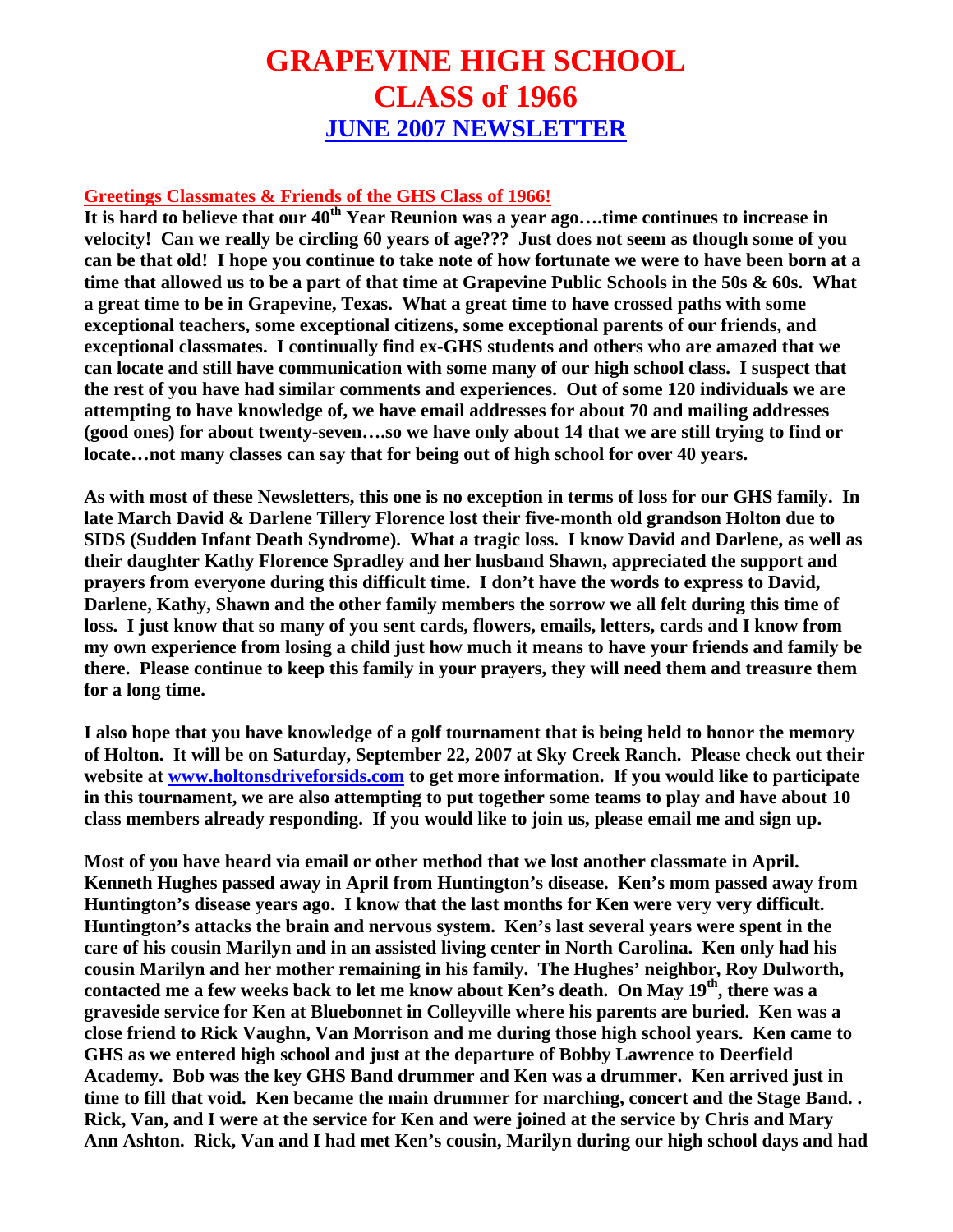# GRAPEVINE HIGH SCHOOL
# CLASS of 1966
## JUNE 2007 NEWSLETTER

**Greetings Classmates & Friends of the GHS Class of 1966!**

**It is hard to believe that our 40th Year Reunion was a year ago….time continues to increase in velocity! Can we really be circling 60 years of age??? Just does not seem as though some of you can be that old! I hope you continue to take note of how fortunate we were to have been born at a time that allowed us to be a part of that time at Grapevine Public Schools in the 50s & 60s. What a great time to be in Grapevine, Texas. What a great time to have crossed paths with some exceptional teachers, some exceptional citizens, some exceptional parents of our friends, and exceptional classmates. I continually find ex-GHS students and others who are amazed that we can locate and still have communication with some many of our high school class. I suspect that the rest of you have had similar comments and experiences. Out of some 120 individuals we are attempting to have knowledge of, we have email addresses for about 70 and mailing addresses (good ones) for about twenty-seven….so we have only about 14 that we are still trying to find or locate…not many classes can say that for being out of high school for over 40 years.**

**As with most of these Newsletters, this one is no exception in terms of loss for our GHS family. In late March David & Darlene Tillery Florence lost their five-month old grandson Holton due to SIDS (Sudden Infant Death Syndrome). What a tragic loss. I know David and Darlene, as well as their daughter Kathy Florence Spradley and her husband Shawn, appreciated the support and prayers from everyone during this difficult time. I don't have the words to express to David, Darlene, Kathy, Shawn and the other family members the sorrow we all felt during this time of loss. I just know that so many of you sent cards, flowers, emails, letters, cards and I know from my own experience from losing a child just how much it means to have your friends and family be there. Please continue to keep this family in your prayers, they will need them and treasure them for a long time.**

**I also hope that you have knowledge of a golf tournament that is being held to honor the memory of Holton. It will be on Saturday, September 22, 2007 at Sky Creek Ranch. Please check out their website at www.holtonsdriveforsids.com to get more information. If you would like to participate in this tournament, we are also attempting to put together some teams to play and have about 10 class members already responding. If you would like to join us, please email me and sign up.**

**Most of you have heard via email or other method that we lost another classmate in April. Kenneth Hughes passed away in April from Huntington's disease. Ken's mom passed away from Huntington's disease years ago. I know that the last months for Ken were very very difficult. Huntington's attacks the brain and nervous system. Ken's last several years were spent in the care of his cousin Marilyn and in an assisted living center in North Carolina. Ken only had his cousin Marilyn and her mother remaining in his family. The Hughes' neighbor, Roy Dulworth, contacted me a few weeks back to let me know about Ken's death. On May 19th, there was a graveside service for Ken at Bluebonnet in Colleyville where his parents are buried. Ken was a close friend to Rick Vaughn, Van Morrison and me during those high school years. Ken came to GHS as we entered high school and just at the departure of Bobby Lawrence to Deerfield Academy. Bob was the key GHS Band drummer and Ken was a drummer. Ken arrived just in time to fill that void. Ken became the main drummer for marching, concert and the Stage Band. . Rick, Van, and I were at the service for Ken and were joined at the service by Chris and Mary Ann Ashton. Rick, Van and I had met Ken's cousin, Marilyn during our high school days and had**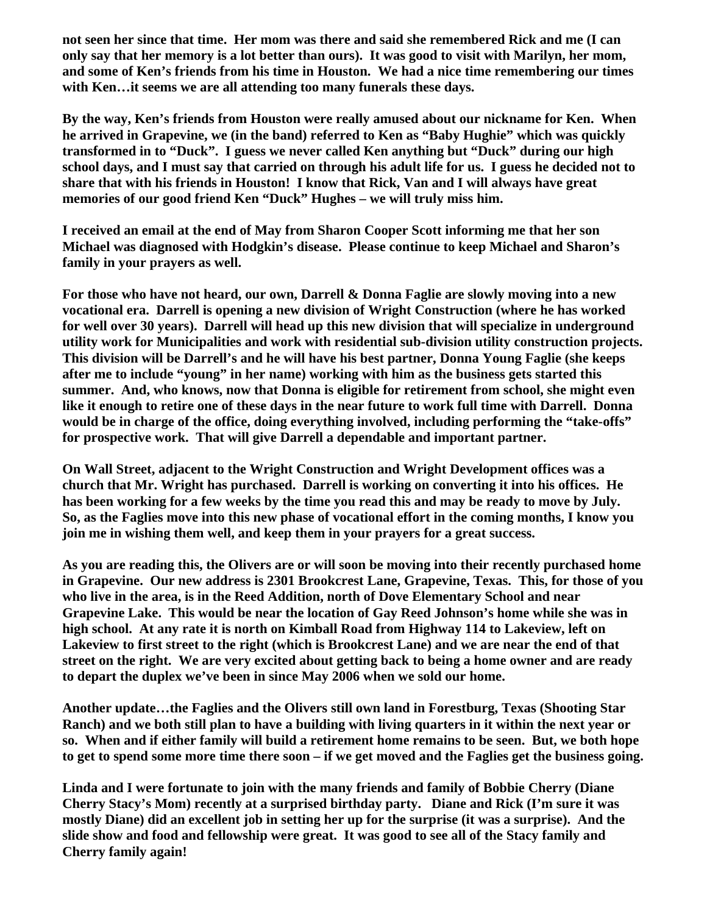**not seen her since that time. Her mom was there and said she remembered Rick and me (I can only say that her memory is a lot better than ours). It was good to visit with Marilyn, her mom, and some of Ken's friends from his time in Houston. We had a nice time remembering our times with Ken…it seems we are all attending too many funerals these days.**

**By the way, Ken's friends from Houston were really amused about our nickname for Ken. When he arrived in Grapevine, we (in the band) referred to Ken as "Baby Hughie" which was quickly transformed in to "Duck". I guess we never called Ken anything but "Duck" during our high school days, and I must say that carried on through his adult life for us. I guess he decided not to share that with his friends in Houston! I know that Rick, Van and I will always have great memories of our good friend Ken "Duck" Hughes – we will truly miss him.**

**I received an email at the end of May from Sharon Cooper Scott informing me that her son Michael was diagnosed with Hodgkin's disease. Please continue to keep Michael and Sharon's family in your prayers as well.**

**For those who have not heard, our own, Darrell & Donna Faglie are slowly moving into a new vocational era. Darrell is opening a new division of Wright Construction (where he has worked for well over 30 years). Darrell will head up this new division that will specialize in underground utility work for Municipalities and work with residential sub-division utility construction projects. This division will be Darrell's and he will have his best partner, Donna Young Faglie (she keeps after me to include "young" in her name) working with him as the business gets started this summer. And, who knows, now that Donna is eligible for retirement from school, she might even like it enough to retire one of these days in the near future to work full time with Darrell. Donna would be in charge of the office, doing everything involved, including performing the "take-offs" for prospective work. That will give Darrell a dependable and important partner.**

**On Wall Street, adjacent to the Wright Construction and Wright Development offices was a church that Mr. Wright has purchased. Darrell is working on converting it into his offices. He has been working for a few weeks by the time you read this and may be ready to move by July. So, as the Faglies move into this new phase of vocational effort in the coming months, I know you join me in wishing them well, and keep them in your prayers for a great success.**

**As you are reading this, the Olivers are or will soon be moving into their recently purchased home in Grapevine. Our new address is 2301 Brookcrest Lane, Grapevine, Texas. This, for those of you who live in the area, is in the Reed Addition, north of Dove Elementary School and near Grapevine Lake. This would be near the location of Gay Reed Johnson's home while she was in high school. At any rate it is north on Kimball Road from Highway 114 to Lakeview, left on Lakeview to first street to the right (which is Brookcrest Lane) and we are near the end of that street on the right. We are very excited about getting back to being a home owner and are ready to depart the duplex we've been in since May 2006 when we sold our home.**

**Another update…the Faglies and the Olivers still own land in Forestburg, Texas (Shooting Star Ranch) and we both still plan to have a building with living quarters in it within the next year or so. When and if either family will build a retirement home remains to be seen. But, we both hope to get to spend some more time there soon – if we get moved and the Faglies get the business going.**

**Linda and I were fortunate to join with the many friends and family of Bobbie Cherry (Diane Cherry Stacy's Mom) recently at a surprised birthday party. Diane and Rick (I'm sure it was mostly Diane) did an excellent job in setting her up for the surprise (it was a surprise). And the slide show and food and fellowship were great. It was good to see all of the Stacy family and Cherry family again!**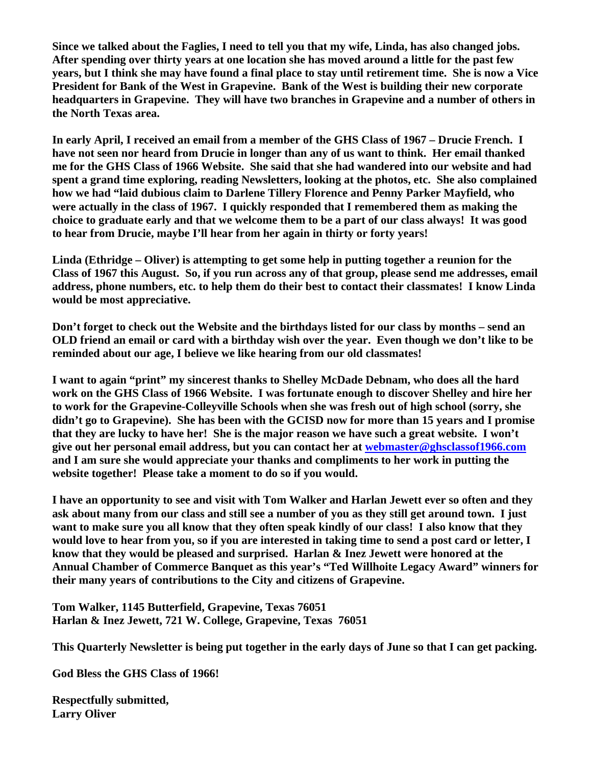**Since we talked about the Faglies, I need to tell you that my wife, Linda, has also changed jobs. After spending over thirty years at one location she has moved around a little for the past few years, but I think she may have found a final place to stay until retirement time. She is now a Vice President for Bank of the West in Grapevine. Bank of the West is building their new corporate headquarters in Grapevine. They will have two branches in Grapevine and a number of others in the North Texas area.**

**In early April, I received an email from a member of the GHS Class of 1967 – Drucie French. I have not seen nor heard from Drucie in longer than any of us want to think. Her email thanked me for the GHS Class of 1966 Website. She said that she had wandered into our website and had spent a grand time exploring, reading Newsletters, looking at the photos, etc. She also complained how we had "laid dubious claim to Darlene Tillery Florence and Penny Parker Mayfield, who were actually in the class of 1967. I quickly responded that I remembered them as making the choice to graduate early and that we welcome them to be a part of our class always! It was good to hear from Drucie, maybe I'll hear from her again in thirty or forty years!**

**Linda (Ethridge – Oliver) is attempting to get some help in putting together a reunion for the Class of 1967 this August. So, if you run across any of that group, please send me addresses, email address, phone numbers, etc. to help them do their best to contact their classmates! I know Linda would be most appreciative.**

**Don't forget to check out the Website and the birthdays listed for our class by months – send an OLD friend an email or card with a birthday wish over the year. Even though we don't like to be reminded about our age, I believe we like hearing from our old classmates!**

**I want to again "print" my sincerest thanks to Shelley McDade Debnam, who does all the hard work on the GHS Class of 1966 Website. I was fortunate enough to discover Shelley and hire her to work for the Grapevine-Colleyville Schools when she was fresh out of high school (sorry, she didn't go to Grapevine). She has been with the GCISD now for more than 15 years and I promise that they are lucky to have her! She is the major reason we have such a great website. I won't give out her personal email address, but you can contact her at webmaster@ghsclassof1966.com and I am sure she would appreciate your thanks and compliments to her work in putting the website together! Please take a moment to do so if you would.**

**I have an opportunity to see and visit with Tom Walker and Harlan Jewett ever so often and they ask about many from our class and still see a number of you as they still get around town. I just want to make sure you all know that they often speak kindly of our class! I also know that they would love to hear from you, so if you are interested in taking time to send a post card or letter, I know that they would be pleased and surprised. Harlan & Inez Jewett were honored at the Annual Chamber of Commerce Banquet as this year's "Ted Willhoite Legacy Award" winners for their many years of contributions to the City and citizens of Grapevine.**

**Tom Walker, 1145 Butterfield, Grapevine, Texas 76051**
**Harlan & Inez Jewett, 721 W. College, Grapevine, Texas 76051**

**This Quarterly Newsletter is being put together in the early days of June so that I can get packing.**

**God Bless the GHS Class of 1966!**

**Respectfully submitted,**
**Larry Oliver**